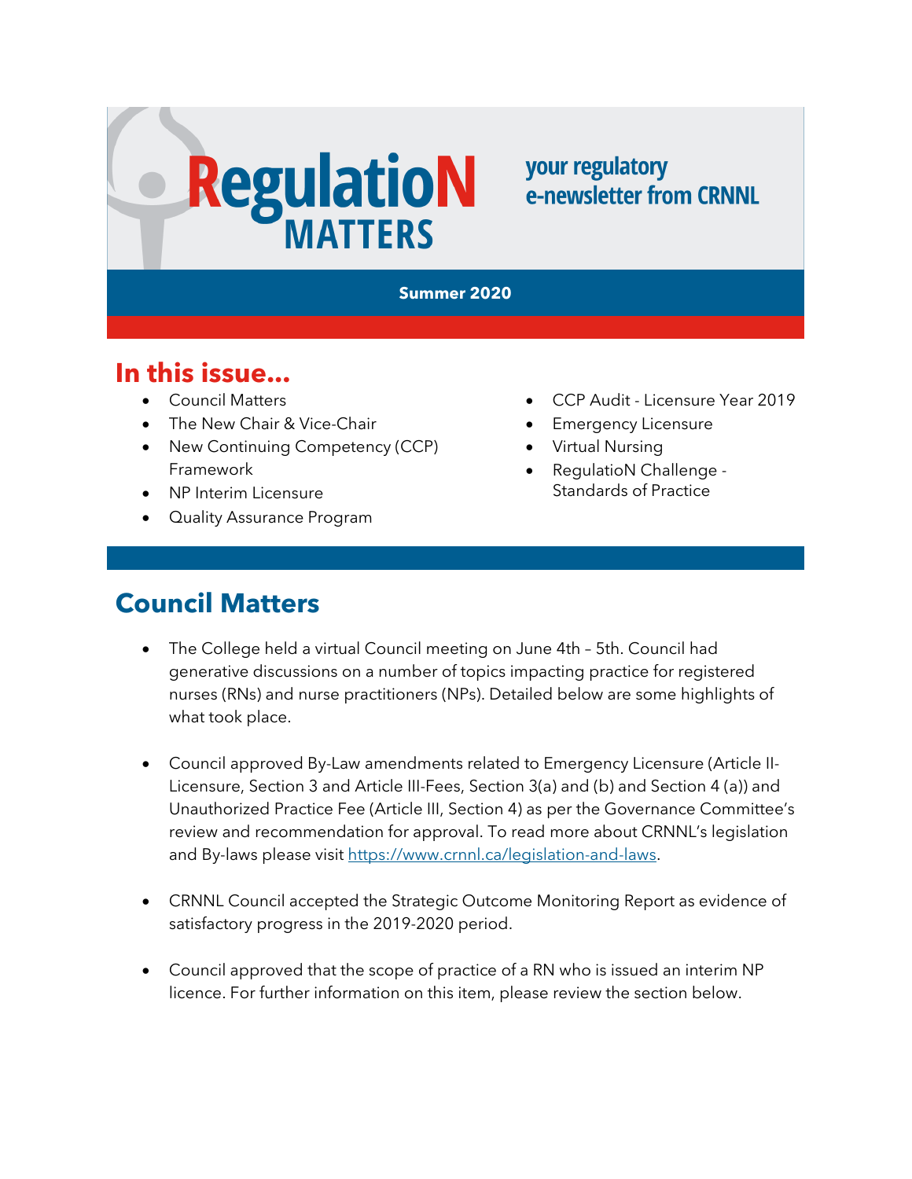# RegulatioN MATTERS

your regulatory e-newsletter from CRNNL

**Summer 2020**

## In this issue...

- Council Matters
- The New Chair & Vice-Chair
- New Continuing Competency (CCP) Framework
- NP Interim Licensure
- Quality Assurance Program
- CCP Audit - Licensure Year 2019
- Emergency Licensure
- Virtual Nursing
- RegulatioN Challenge - Standards of Practice

## Council Matters

- The College held a virtual Council meeting on June 4th – 5th. Council had generative discussions on a number of topics impacting practice for registered nurses (RNs) and nurse practitioners (NPs). Detailed below are some highlights of what took place.

- Council approved By-Law amendments related to Emergency Licensure (Article II-Licensure, Section 3 and Article III-Fees, Section 3(a) and (b) and Section 4 (a)) and Unauthorized Practice Fee (Article III, Section 4) as per the Governance Committee's review and recommendation for approval. To read more about CRNNL's legislation and By-laws please visit https://www.crnnl.ca/legislation-and-laws.

- CRNNL Council accepted the Strategic Outcome Monitoring Report as evidence of satisfactory progress in the 2019-2020 period.

- Council approved that the scope of practice of a RN who is issued an interim NP licence. For further information on this item, please review the section below.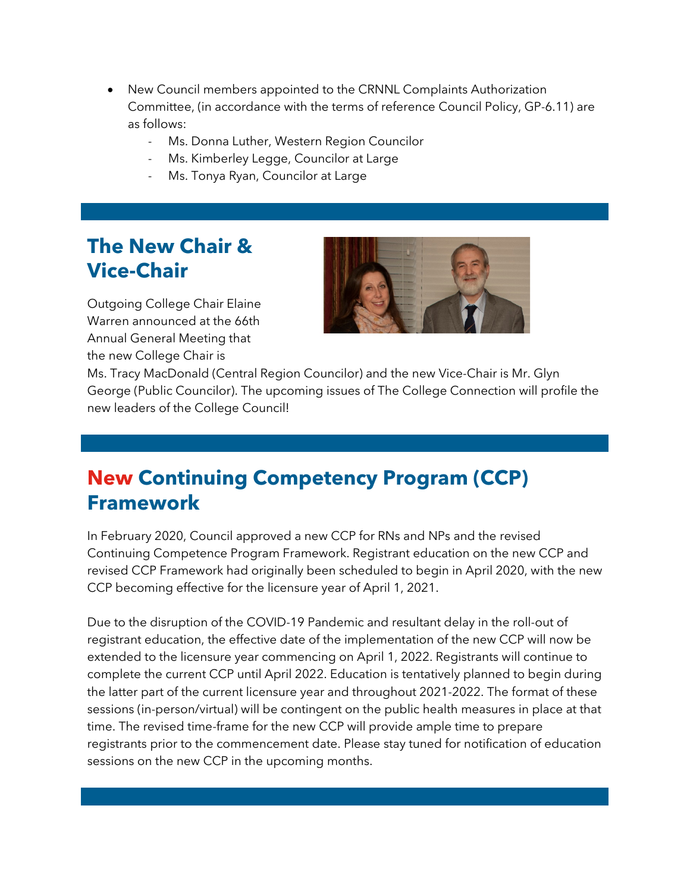- New Council members appointed to the CRNNL Complaints Authorization Committee, (in accordance with the terms of reference Council Policy, GP-6.11) are as follows:
    - Ms. Donna Luther, Western Region Councilor
    - Ms. Kimberley Legge, Councilor at Large
    - Ms. Tonya Ryan, Councilor at Large

## The New Chair & Vice-Chair

Outgoing College Chair Elaine Warren announced at the 66th Annual General Meeting that the new College Chair is Ms. Tracy MacDonald (Central Region Councilor) and the new Vice-Chair is Mr. Glyn George (Public Councilor). The upcoming issues of The College Connection will profile the new leaders of the College Council!

## New Continuing Competency Program (CCP) Framework

In February 2020, Council approved a new CCP for RNs and NPs and the revised Continuing Competence Program Framework. Registrant education on the new CCP and revised CCP Framework had originally been scheduled to begin in April 2020, with the new CCP becoming effective for the licensure year of April 1, 2021.

Due to the disruption of the COVID-19 Pandemic and resultant delay in the roll-out of registrant education, the effective date of the implementation of the new CCP will now be extended to the licensure year commencing on April 1, 2022. Registrants will continue to complete the current CCP until April 2022. Education is tentatively planned to begin during the latter part of the current licensure year and throughout 2021-2022. The format of these sessions (in-person/virtual) will be contingent on the public health measures in place at that time. The revised time-frame for the new CCP will provide ample time to prepare registrants prior to the commencement date. Please stay tuned for notification of education sessions on the new CCP in the upcoming months.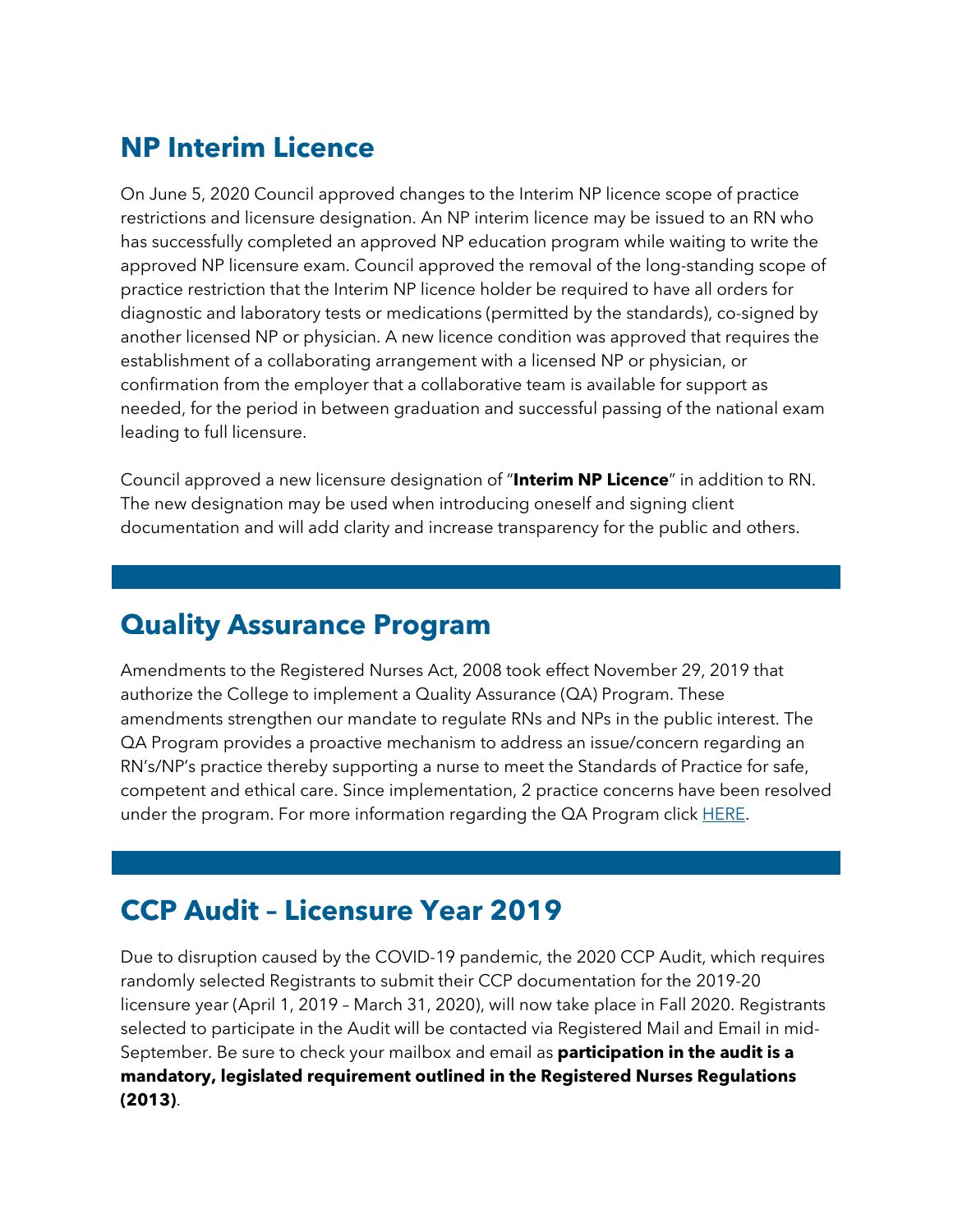## NP Interim Licence

On June 5, 2020 Council approved changes to the Interim NP licence scope of practice restrictions and licensure designation. An NP interim licence may be issued to an RN who has successfully completed an approved NP education program while waiting to write the approved NP licensure exam. Council approved the removal of the long-standing scope of practice restriction that the Interim NP licence holder be required to have all orders for diagnostic and laboratory tests or medications (permitted by the standards), co-signed by another licensed NP or physician. A new licence condition was approved that requires the establishment of a collaborating arrangement with a licensed NP or physician, or confirmation from the employer that a collaborative team is available for support as needed, for the period in between graduation and successful passing of the national exam leading to full licensure.

Council approved a new licensure designation of "**Interim NP Licence**" in addition to RN. The new designation may be used when introducing oneself and signing client documentation and will add clarity and increase transparency for the public and others.

## Quality Assurance Program

Amendments to the Registered Nurses Act, 2008 took effect November 29, 2019 that authorize the College to implement a Quality Assurance (QA) Program. These amendments strengthen our mandate to regulate RNs and NPs in the public interest. The QA Program provides a proactive mechanism to address an issue/concern regarding an RN's/NP's practice thereby supporting a nurse to meet the Standards of Practice for safe, competent and ethical care. Since implementation, 2 practice concerns have been resolved under the program. For more information regarding the QA Program click HERE.

## CCP Audit – Licensure Year 2019

Due to disruption caused by the COVID-19 pandemic, the 2020 CCP Audit, which requires randomly selected Registrants to submit their CCP documentation for the 2019-20 licensure year (April 1, 2019 – March 31, 2020), will now take place in Fall 2020. Registrants selected to participate in the Audit will be contacted via Registered Mail and Email in mid-September. Be sure to check your mailbox and email as **participation in the audit is a mandatory, legislated requirement outlined in the Registered Nurses Regulations (2013)**.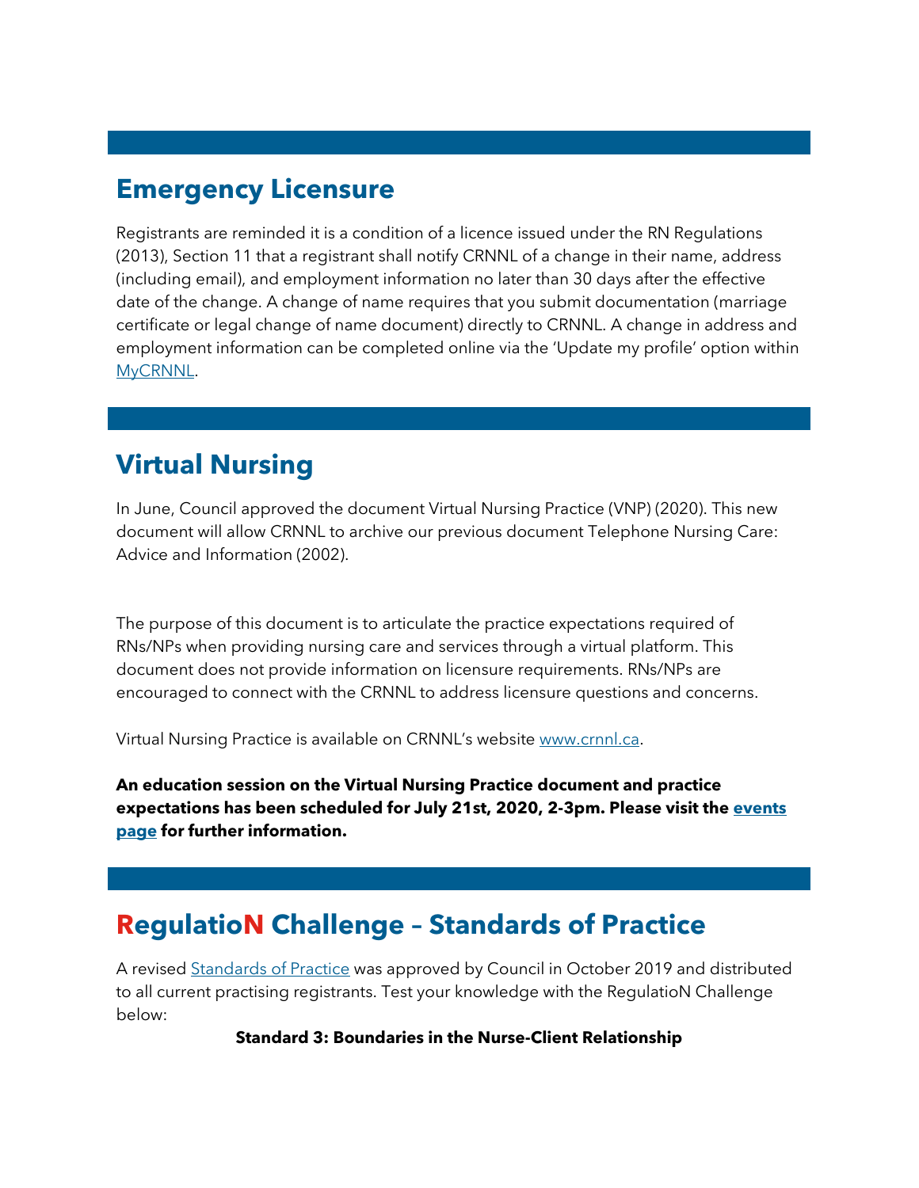## Emergency Licensure

Registrants are reminded it is a condition of a licence issued under the RN Regulations (2013), Section 11 that a registrant shall notify CRNNL of a change in their name, address (including email), and employment information no later than 30 days after the effective date of the change. A change of name requires that you submit documentation (marriage certificate or legal change of name document) directly to CRNNL. A change in address and employment information can be completed online via the 'Update my profile' option within MyCRNNL.

## Virtual Nursing

In June, Council approved the document Virtual Nursing Practice (VNP) (2020). This new document will allow CRNNL to archive our previous document Telephone Nursing Care: Advice and Information (2002).

The purpose of this document is to articulate the practice expectations required of RNs/NPs when providing nursing care and services through a virtual platform. This document does not provide information on licensure requirements. RNs/NPs are encouraged to connect with the CRNNL to address licensure questions and concerns.

Virtual Nursing Practice is available on CRNNL's website www.crnnl.ca.

**An education session on the Virtual Nursing Practice document and practice expectations has been scheduled for July 21st, 2020, 2-3pm. Please visit the events page for further information.**

## RegulatioN Challenge – Standards of Practice

A revised Standards of Practice was approved by Council in October 2019 and distributed to all current practising registrants. Test your knowledge with the RegulatioN Challenge below:

**Standard 3: Boundaries in the Nurse-Client Relationship**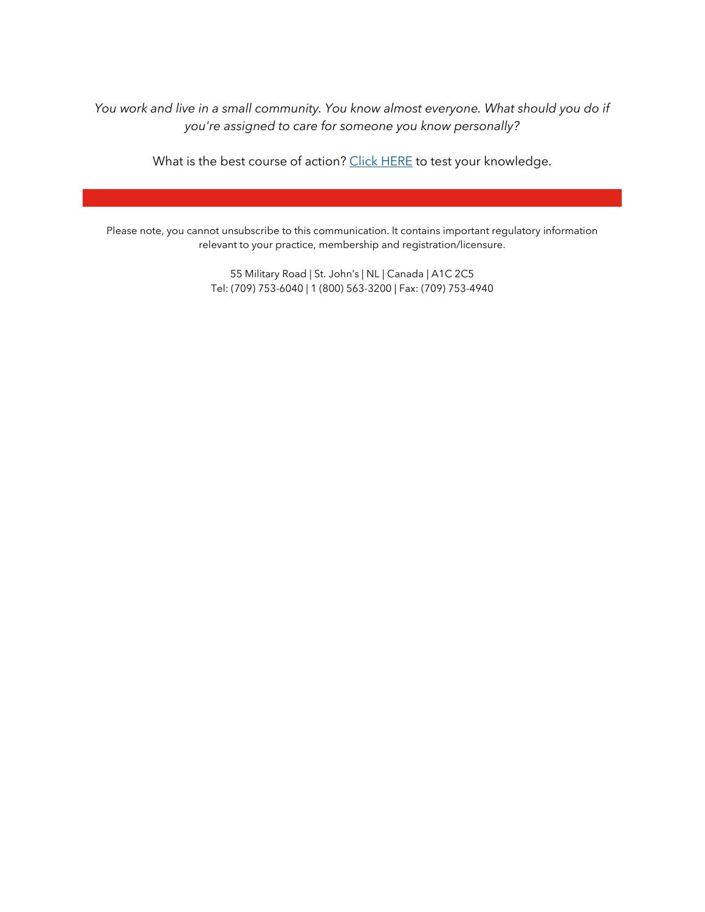*You work and live in a small community. You know almost everyone. What should you do if you're assigned to care for someone you know personally?*

What is the best course of action? Click HERE to test your knowledge.

---

Please note, you cannot unsubscribe to this communication. It contains important regulatory information relevant to your practice, membership and registration/licensure.

55 Military Road | St. John's | NL | Canada | A1C 2C5
Tel: (709) 753-6040 | 1 (800) 563-3200 | Fax: (709) 753-4940